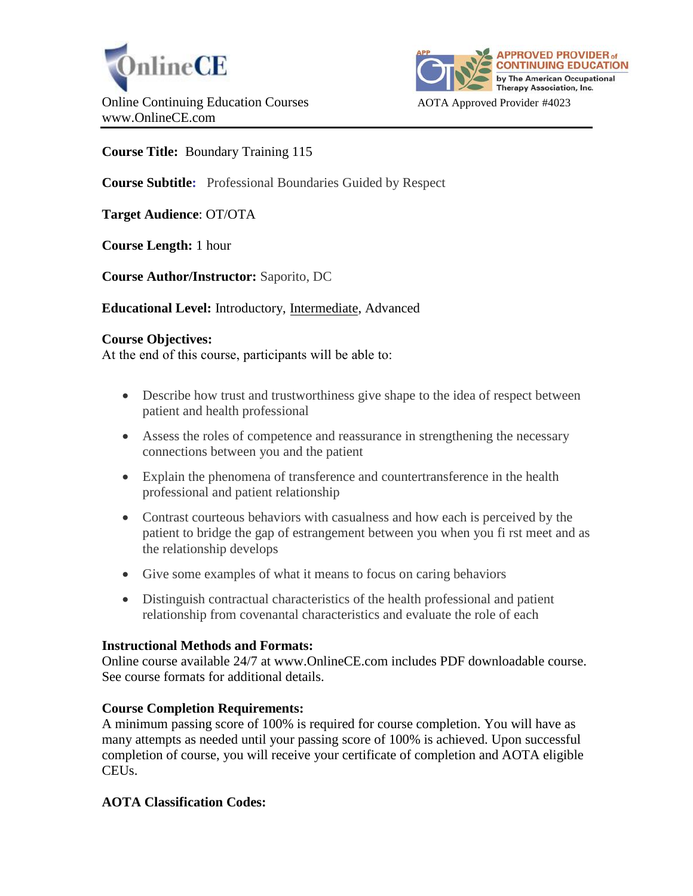OnlineCE

Online Continuing Education Courses
www.OnlineCE.com

APPROVED PROVIDER of CONTINUING EDUCATION by The American Occupational Therapy Association, Inc.

AOTA Approved Provider #4023

**Course Title:** Boundary Training 115

**Course Subtitle:** Professional Boundaries Guided by Respect

**Target Audience**: OT/OTA

**Course Length:** 1 hour

**Course Author/Instructor:** Saporito, DC

**Educational Level:** Introductory, Intermediate, Advanced

**Course Objectives:**
At the end of this course, participants will be able to:

- Describe how trust and trustworthiness give shape to the idea of respect between patient and health professional
- Assess the roles of competence and reassurance in strengthening the necessary connections between you and the patient
- Explain the phenomena of transference and countertransference in the health professional and patient relationship
- Contrast courteous behaviors with casualness and how each is perceived by the patient to bridge the gap of estrangement between you when you fi rst meet and as the relationship develops
- Give some examples of what it means to focus on caring behaviors
- Distinguish contractual characteristics of the health professional and patient relationship from covenantal characteristics and evaluate the role of each

**Instructional Methods and Formats:**
Online course available 24/7 at www.OnlineCE.com includes PDF downloadable course. See course formats for additional details.

**Course Completion Requirements:**
A minimum passing score of 100% is required for course completion. You will have as many attempts as needed until your passing score of 100% is achieved. Upon successful completion of course, you will receive your certificate of completion and AOTA eligible CEUs.

**AOTA Classification Codes:**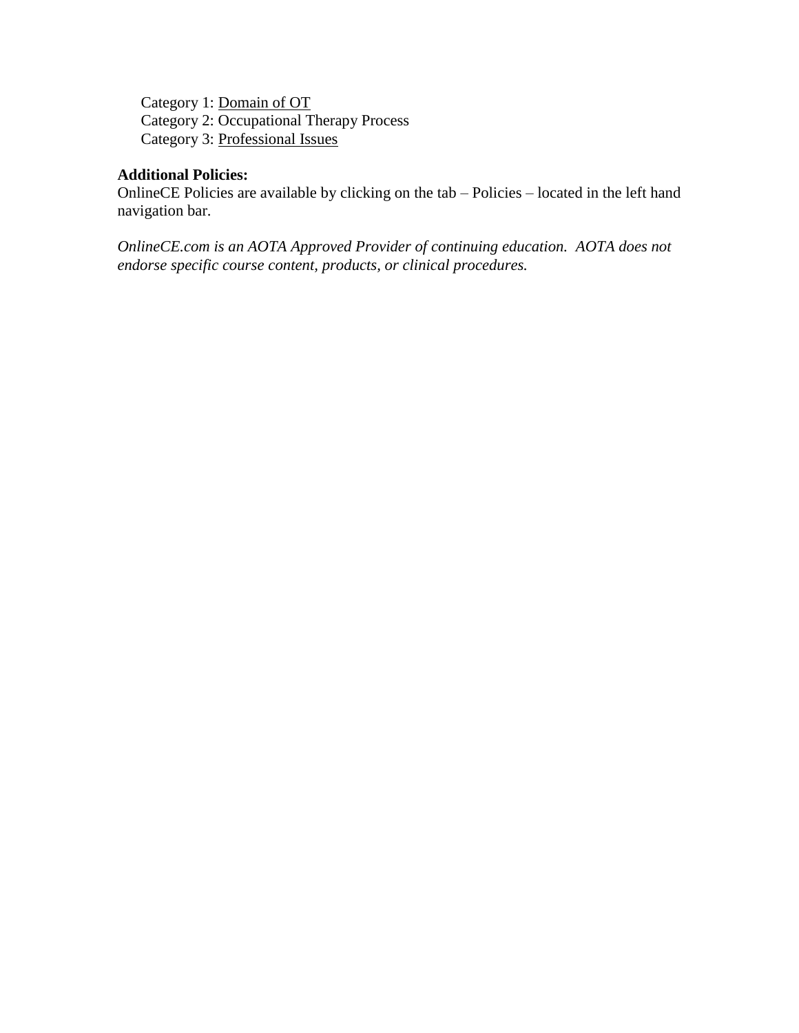Category 1: Domain of OT
Category 2: Occupational Therapy Process
Category 3: Professional Issues

**Additional Policies:**
OnlineCE Policies are available by clicking on the tab – Policies – located in the left hand navigation bar.

*OnlineCE.com is an AOTA Approved Provider of continuing education. AOTA does not endorse specific course content, products, or clinical procedures.*